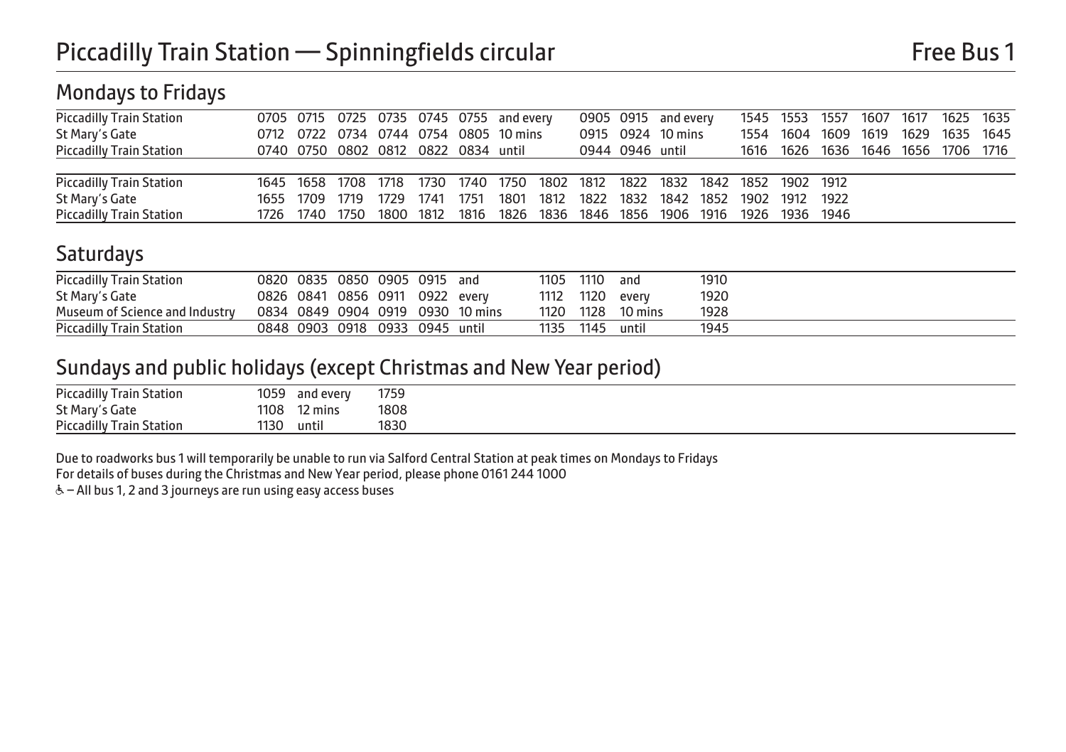# Piccadilly Train Station — Spinningfields circular

Free Bus 1

## Mondays to Fridays

| | | | | | | | | | | | | | | | | | | |
|---|---|---|---|---|---|---|---|---|---|---|---|---|---|---|---|---|---|---|
| Piccadilly Train Station | 0705 | 0715 | 0725 | 0735 | 0745 | 0755 | and every | 0905 | 0915 | and every | 1545 | 1553 | 1557 | 1607 | 1617 | 1625 | 1635 |
| St Mary's Gate | 0712 | 0722 | 0734 | 0744 | 0754 | 0805 | 10 mins | 0915 | 0924 | 10 mins | 1554 | 1604 | 1609 | 1619 | 1629 | 1635 | 1645 |
| Piccadilly Train Station | 0740 | 0750 | 0802 | 0812 | 0822 | 0834 | until | 0944 | 0946 | until | 1616 | 1626 | 1636 | 1646 | 1656 | 1706 | 1716 |

| | | | | | | | | | | | | | | | |
|---|---|---|---|---|---|---|---|---|---|---|---|---|---|---|---|
| Piccadilly Train Station | 1645 | 1658 | 1708 | 1718 | 1730 | 1740 | 1750 | 1802 | 1812 | 1822 | 1832 | 1842 | 1852 | 1902 | 1912 |
| St Mary's Gate | 1655 | 1709 | 1719 | 1729 | 1741 | 1751 | 1801 | 1812 | 1822 | 1832 | 1842 | 1852 | 1902 | 1912 | 1922 |
| Piccadilly Train Station | 1726 | 1740 | 1750 | 1800 | 1812 | 1816 | 1826 | 1836 | 1846 | 1856 | 1906 | 1916 | 1926 | 1936 | 1946 |

## Saturdays

| | | | | | | | | | | |
|---|---|---|---|---|---|---|---|---|---|---|
| Piccadilly Train Station | 0820 | 0835 | 0850 | 0905 | 0915 | and | 1105 | 1110 | and | 1910 |
| St Mary's Gate | 0826 | 0841 | 0856 | 0911 | 0922 | every | 1112 | 1120 | every | 1920 |
| Museum of Science and Industry | 0834 | 0849 | 0904 | 0919 | 0930 | 10 mins | 1120 | 1128 | 10 mins | 1928 |
| Piccadilly Train Station | 0848 | 0903 | 0918 | 0933 | 0945 | until | 1135 | 1145 | until | 1945 |

## Sundays and public holidays (except Christmas and New Year period)

| | | | |
|---|---|---|---|
| Piccadilly Train Station | 1059 | and every | 1759 |
| St Mary's Gate | 1108 | 12 mins | 1808 |
| Piccadilly Train Station | 1130 | until | 1830 |

Due to roadworks bus 1 will temporarily be unable to run via Salford Central Station at peak times on Mondays to Fridays

For details of buses during the Christmas and New Year period, please phone 0161 244 1000

♿ – All bus 1, 2 and 3 journeys are run using easy access buses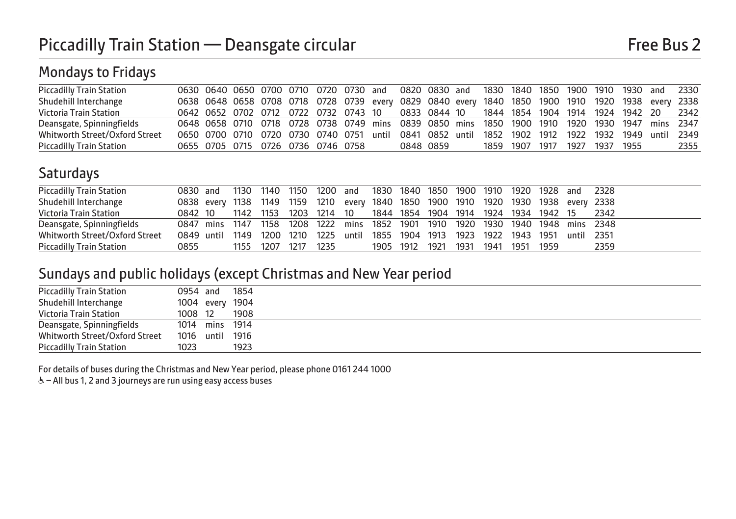# Piccadilly Train Station — Deansgate circular

Free Bus 2

## Mondays to Fridays

| | | | | | | | | | | | | | | | | | | | | |
|---|---|---|---|---|---|---|---|---|---|---|---|---|---|---|---|---|---|---|---|---|
| Piccadilly Train Station | 0630 | 0640 | 0650 | 0700 | 0710 | 0720 | 0730 | and | 0820 | 0830 | and | 1830 | 1840 | 1850 | 1900 | 1910 | 1930 | and | 2330 |
| Shudehill Interchange | 0638 | 0648 | 0658 | 0708 | 0718 | 0728 | 0739 | every | 0829 | 0840 | every | 1840 | 1850 | 1900 | 1910 | 1920 | 1938 | every | 2338 |
| Victoria Train Station | 0642 | 0652 | 0702 | 0712 | 0722 | 0732 | 0743 | 10 | 0833 | 0844 | 10 | 1844 | 1854 | 1904 | 1914 | 1924 | 1942 | 20 | 2342 |
| Deansgate, Spinningfields | 0648 | 0658 | 0710 | 0718 | 0728 | 0738 | 0749 | mins | 0839 | 0850 | mins | 1850 | 1900 | 1910 | 1920 | 1930 | 1947 | mins | 2347 |
| Whitworth Street/Oxford Street | 0650 | 0700 | 0710 | 0720 | 0730 | 0740 | 0751 | until | 0841 | 0852 | until | 1852 | 1902 | 1912 | 1922 | 1932 | 1949 | until | 2349 |
| Piccadilly Train Station | 0655 | 0705 | 0715 | 0726 | 0736 | 0746 | 0758 | | 0848 | 0859 | | 1859 | 1907 | 1917 | 1927 | 1937 | 1955 | | 2355 |

## Saturdays

| | | | | | | | | | | | | | | | | | |
|---|---|---|---|---|---|---|---|---|---|---|---|---|---|---|---|---|---|
| Piccadilly Train Station | 0830 | and | 1130 | 1140 | 1150 | 1200 | and | 1830 | 1840 | 1850 | 1900 | 1910 | 1920 | 1928 | and | 2328 |
| Shudehill Interchange | 0838 | every | 1138 | 1149 | 1159 | 1210 | every | 1840 | 1850 | 1900 | 1910 | 1920 | 1930 | 1938 | every | 2338 |
| Victoria Train Station | 0842 | 10 | 1142 | 1153 | 1203 | 1214 | 10 | 1844 | 1854 | 1904 | 1914 | 1924 | 1934 | 1942 | 15 | 2342 |
| Deansgate, Spinningfields | 0847 | mins | 1147 | 1158 | 1208 | 1222 | mins | 1852 | 1901 | 1910 | 1920 | 1930 | 1940 | 1948 | mins | 2348 |
| Whitworth Street/Oxford Street | 0849 | until | 1149 | 1200 | 1210 | 1225 | until | 1855 | 1904 | 1913 | 1923 | 1922 | 1943 | 1951 | until | 2351 |
| Piccadilly Train Station | 0855 | | 1155 | 1207 | 1217 | 1235 | | 1905 | 1912 | 1921 | 1931 | 1941 | 1951 | 1959 | | 2359 |

## Sundays and public holidays (except Christmas and New Year period

| | | | |
|---|---|---|---|
| Piccadilly Train Station | 0954 | and | 1854 |
| Shudehill Interchange | 1004 | every | 1904 |
| Victoria Train Station | 1008 | 12 | 1908 |
| Deansgate, Spinningfields | 1014 | mins | 1914 |
| Whitworth Street/Oxford Street | 1016 | until | 1916 |
| Piccadilly Train Station | 1023 | | 1923 |

For details of buses during the Christmas and New Year period, please phone 0161 244 1000

♿ – All bus 1, 2 and 3 journeys are run using easy access buses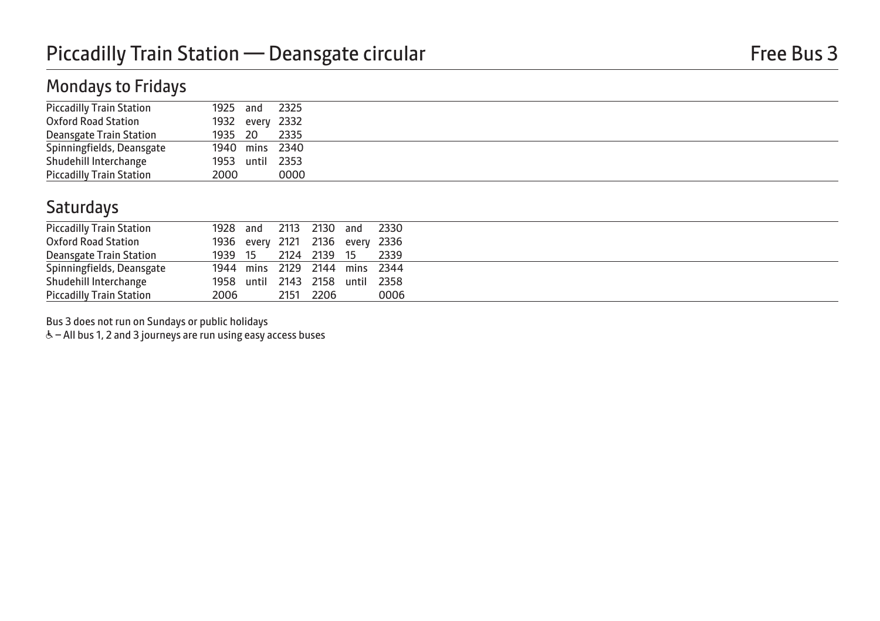# Piccadilly Train Station — Deansgate circular

Free Bus 3

## Mondays to Fridays

| | | | |
|---|---|---|---|
| Piccadilly Train Station | 1925 | and | 2325 |
| Oxford Road Station | 1932 | every | 2332 |
| Deansgate Train Station | 1935 | 20 | 2335 |
| Spinningfields, Deansgate | 1940 | mins | 2340 |
| Shudehill Interchange | 1953 | until | 2353 |
| Piccadilly Train Station | 2000 | | 0000 |

## Saturdays

| | | | | | | |
|---|---|---|---|---|---|---|
| Piccadilly Train Station | 1928 | and | 2113 | 2130 | and | 2330 |
| Oxford Road Station | 1936 | every | 2121 | 2136 | every | 2336 |
| Deansgate Train Station | 1939 | 15 | 2124 | 2139 | 15 | 2339 |
| Spinningfields, Deansgate | 1944 | mins | 2129 | 2144 | mins | 2344 |
| Shudehill Interchange | 1958 | until | 2143 | 2158 | until | 2358 |
| Piccadilly Train Station | 2006 | | 2151 | 2206 | | 0006 |

Bus 3 does not run on Sundays or public holidays

♿ – All bus 1, 2 and 3 journeys are run using easy access buses